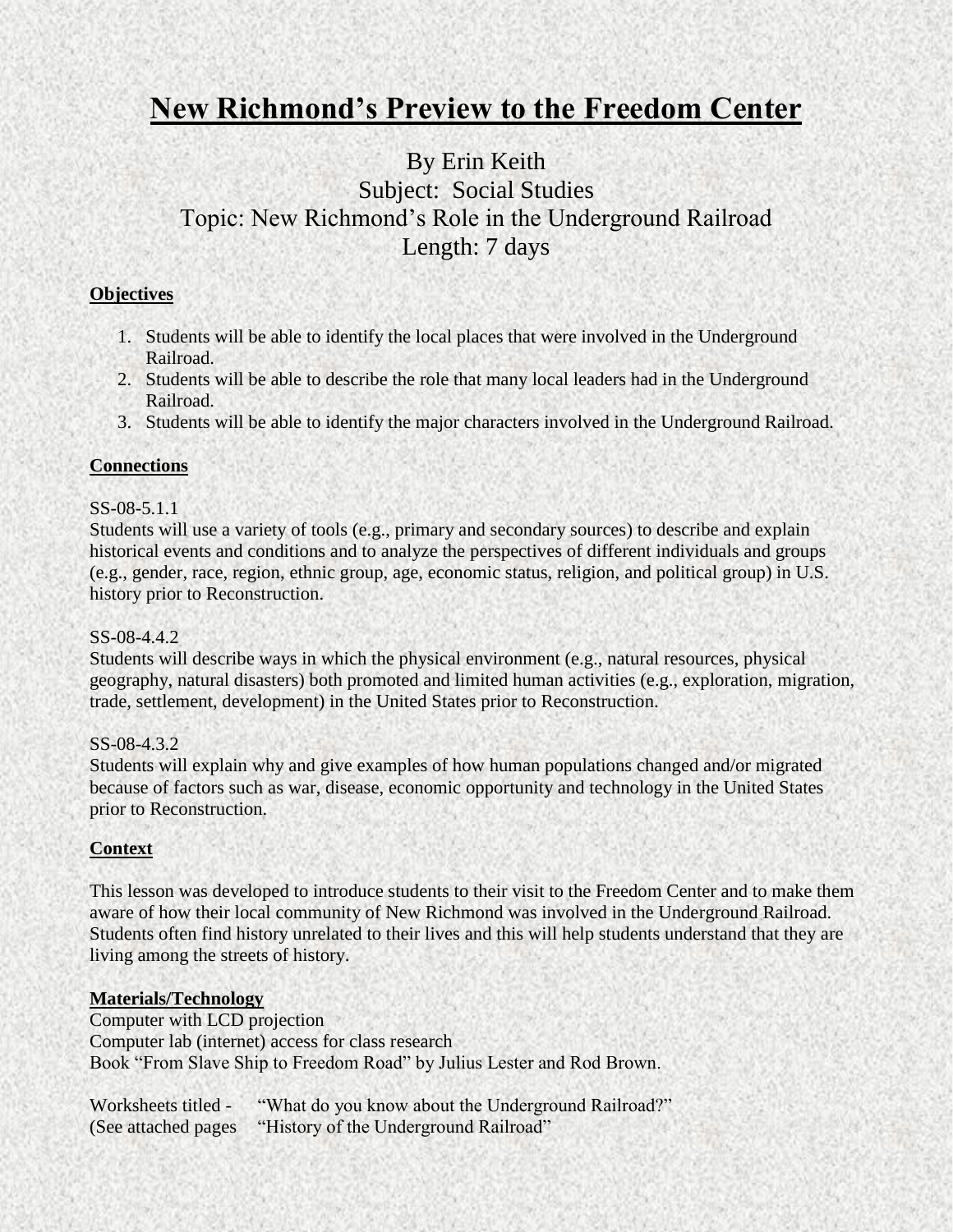# New Richmond's Preview to the Freedom Center

By Erin Keith
Subject: Social Studies
Topic: New Richmond's Role in the Underground Railroad
Length: 7 days

## Objectives

1. Students will be able to identify the local places that were involved in the Underground Railroad.
2. Students will be able to describe the role that many local leaders had in the Underground Railroad.
3. Students will be able to identify the major characters involved in the Underground Railroad.

## Connections

SS-08-5.1.1
Students will use a variety of tools (e.g., primary and secondary sources) to describe and explain historical events and conditions and to analyze the perspectives of different individuals and groups (e.g., gender, race, region, ethnic group, age, economic status, religion, and political group) in U.S. history prior to Reconstruction.

SS-08-4.4.2
Students will describe ways in which the physical environment (e.g., natural resources, physical geography, natural disasters) both promoted and limited human activities (e.g., exploration, migration, trade, settlement, development) in the United States prior to Reconstruction.

SS-08-4.3.2
Students will explain why and give examples of how human populations changed and/or migrated because of factors such as war, disease, economic opportunity and technology in the United States prior to Reconstruction.

## Context

This lesson was developed to introduce students to their visit to the Freedom Center and to make them aware of how their local community of New Richmond was involved in the Underground Railroad. Students often find history unrelated to their lives and this will help students understand that they are living among the streets of history.

## Materials/Technology

Computer with LCD projection
Computer lab (internet) access for class research
Book "From Slave Ship to Freedom Road" by Julius Lester and Rod Brown.

Worksheets titled - "What do you know about the Underground Railroad?"
(See attached pages "History of the Underground Railroad"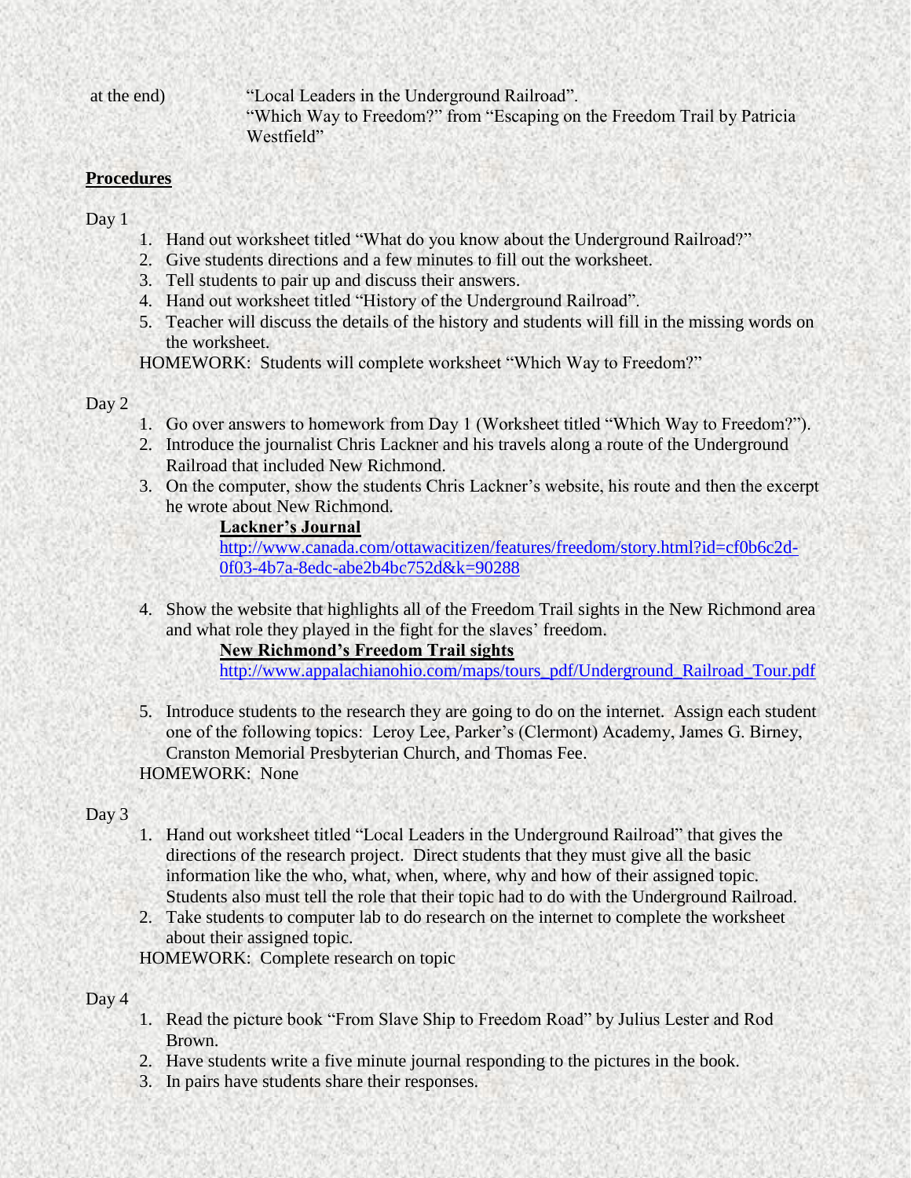at the end) "Local Leaders in the Underground Railroad".
"Which Way to Freedom?" from "Escaping on the Freedom Trail by Patricia Westfield"

**Procedures**

Day 1

1. Hand out worksheet titled "What do you know about the Underground Railroad?"
2. Give students directions and a few minutes to fill out the worksheet.
3. Tell students to pair up and discuss their answers.
4. Hand out worksheet titled "History of the Underground Railroad".
5. Teacher will discuss the details of the history and students will fill in the missing words on the worksheet.

HOMEWORK: Students will complete worksheet "Which Way to Freedom?"

Day 2

1. Go over answers to homework from Day 1 (Worksheet titled "Which Way to Freedom?").
2. Introduce the journalist Chris Lackner and his travels along a route of the Underground Railroad that included New Richmond.
3. On the computer, show the students Chris Lackner's website, his route and then the excerpt he wrote about New Richmond.

   **Lackner's Journal**
   http://www.canada.com/ottawacitizen/features/freedom/story.html?id=cf0b6c2d-0f03-4b7a-8edc-abe2b4bc752d&k=90288

4. Show the website that highlights all of the Freedom Trail sights in the New Richmond area and what role they played in the fight for the slaves' freedom.

   **New Richmond's Freedom Trail sights**
   http://www.appalachianohio.com/maps/tours_pdf/Underground_Railroad_Tour.pdf

5. Introduce students to the research they are going to do on the internet. Assign each student one of the following topics: Leroy Lee, Parker's (Clermont) Academy, James G. Birney, Cranston Memorial Presbyterian Church, and Thomas Fee.

HOMEWORK: None

Day 3

1. Hand out worksheet titled "Local Leaders in the Underground Railroad" that gives the directions of the research project. Direct students that they must give all the basic information like the who, what, when, where, why and how of their assigned topic. Students also must tell the role that their topic had to do with the Underground Railroad.
2. Take students to computer lab to do research on the internet to complete the worksheet about their assigned topic.

HOMEWORK: Complete research on topic

Day 4

1. Read the picture book "From Slave Ship to Freedom Road" by Julius Lester and Rod Brown.
2. Have students write a five minute journal responding to the pictures in the book.
3. In pairs have students share their responses.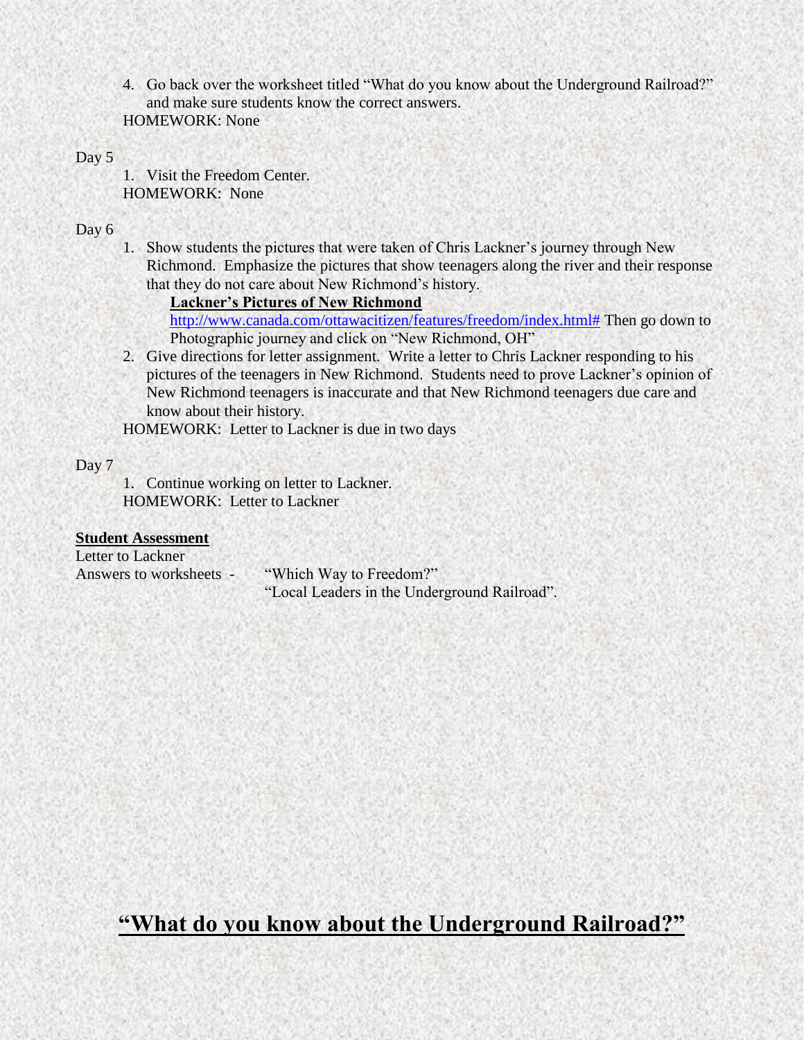4. Go back over the worksheet titled "What do you know about the Underground Railroad?" and make sure students know the correct answers.

HOMEWORK: None

Day 5

1. Visit the Freedom Center.

HOMEWORK: None

Day 6

1. Show students the pictures that were taken of Chris Lackner's journey through New Richmond. Emphasize the pictures that show teenagers along the river and their response that they do not care about New Richmond's history.

   **Lackner's Pictures of New Richmond**

   http://www.canada.com/ottawacitizen/features/freedom/index.html# Then go down to Photographic journey and click on "New Richmond, OH"

2. Give directions for letter assignment. Write a letter to Chris Lackner responding to his pictures of the teenagers in New Richmond. Students need to prove Lackner's opinion of New Richmond teenagers is inaccurate and that New Richmond teenagers due care and know about their history.

HOMEWORK: Letter to Lackner is due in two days

Day 7

1. Continue working on letter to Lackner.

HOMEWORK: Letter to Lackner

**Student Assessment**

Letter to Lackner

Answers to worksheets - "Which Way to Freedom?"
"Local Leaders in the Underground Railroad".

# "What do you know about the Underground Railroad?"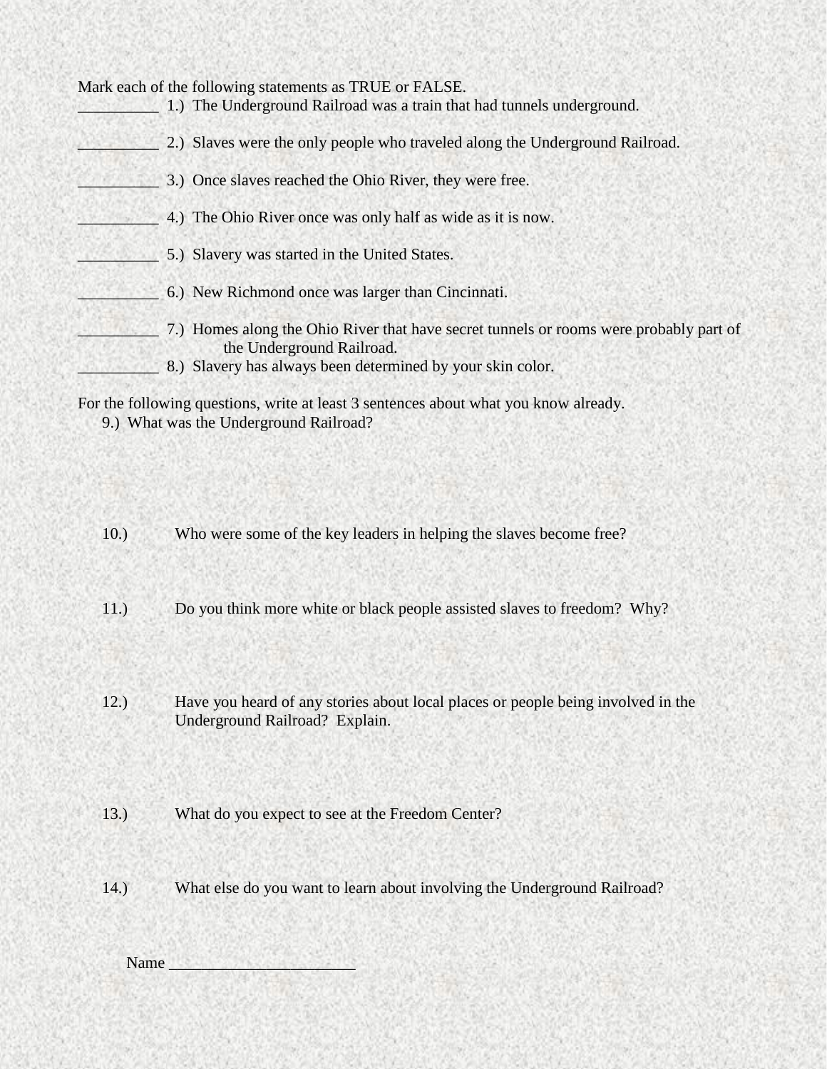Mark each of the following statements as TRUE or FALSE.

__________ 1.) The Underground Railroad was a train that had tunnels underground.

__________ 2.) Slaves were the only people who traveled along the Underground Railroad.

__________ 3.) Once slaves reached the Ohio River, they were free.

__________ 4.) The Ohio River once was only half as wide as it is now.

__________ 5.) Slavery was started in the United States.

__________ 6.) New Richmond once was larger than Cincinnati.

__________ 7.) Homes along the Ohio River that have secret tunnels or rooms were probably part of the Underground Railroad.

__________ 8.) Slavery has always been determined by your skin color.

For the following questions, write at least 3 sentences about what you know already.

9.) What was the Underground Railroad?

10.) Who were some of the key leaders in helping the slaves become free?

11.) Do you think more white or black people assisted slaves to freedom? Why?

12.) Have you heard of any stories about local places or people being involved in the Underground Railroad? Explain.

13.) What do you expect to see at the Freedom Center?

14.) What else do you want to learn about involving the Underground Railroad?

Name ______________________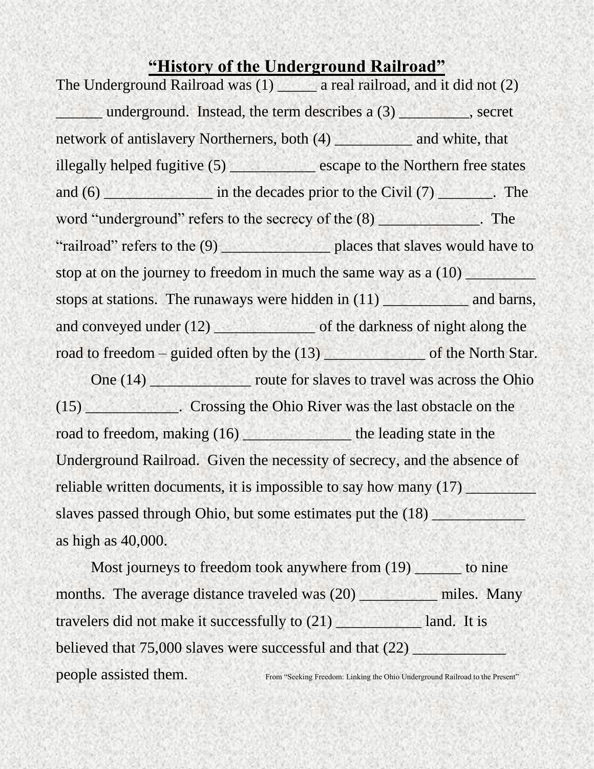# "History of the Underground Railroad"

The Underground Railroad was (1) _____ a real railroad, and it did not (2) ______ underground. Instead, the term describes a (3) _________, secret network of antislavery Northerners, both (4) __________ and white, that illegally helped fugitive (5) ___________ escape to the Northern free states and (6) ______________ in the decades prior to the Civil (7) _______. The word "underground" refers to the secrecy of the (8) _____________. The "railroad" refers to the (9) ______________ places that slaves would have to stop at on the journey to freedom in much the same way as a (10) _________ stops at stations. The runaways were hidden in (11) ___________ and barns, and conveyed under (12) _____________ of the darkness of night along the road to freedom – guided often by the (13) _____________ of the North Star.

One (14) _____________ route for slaves to travel was across the Ohio (15) ____________. Crossing the Ohio River was the last obstacle on the road to freedom, making (16) ______________ the leading state in the Underground Railroad. Given the necessity of secrecy, and the absence of reliable written documents, it is impossible to say how many (17) _________ slaves passed through Ohio, but some estimates put the (18) ____________ as high as 40,000.

Most journeys to freedom took anywhere from (19) ______ to nine months. The average distance traveled was (20) __________ miles. Many travelers did not make it successfully to (21) ___________ land. It is believed that 75,000 slaves were successful and that (22) ____________ people assisted them.

From "Seeking Freedom: Linking the Ohio Underground Railroad to the Present"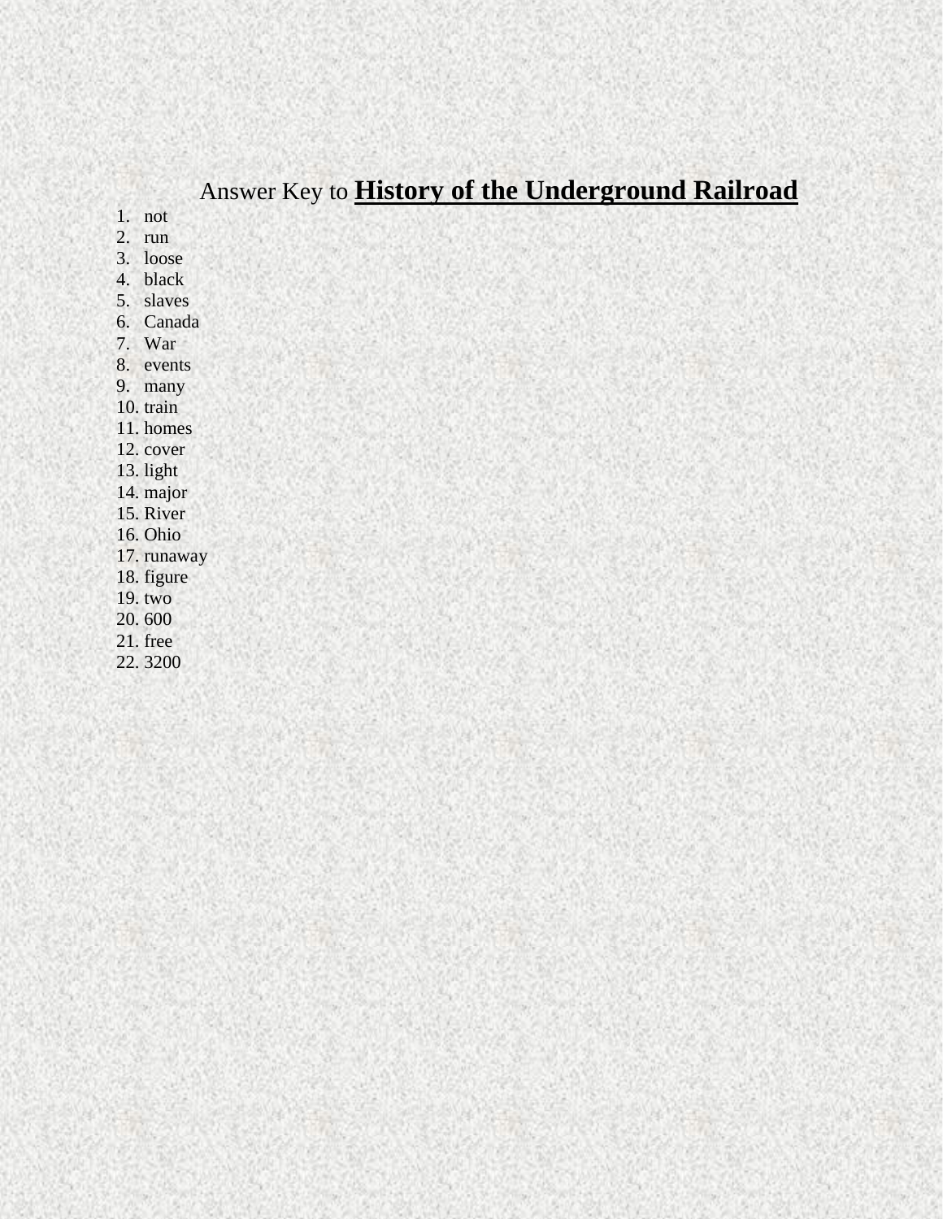# Answer Key to **<u>History of the Underground Railroad</u>**

1. not
2. run
3. loose
4. black
5. slaves
6. Canada
7. War
8. events
9. many
10. train
11. homes
12. cover
13. light
14. major
15. River
16. Ohio
17. runaway
18. figure
19. two
20. 600
21. free
22. 3200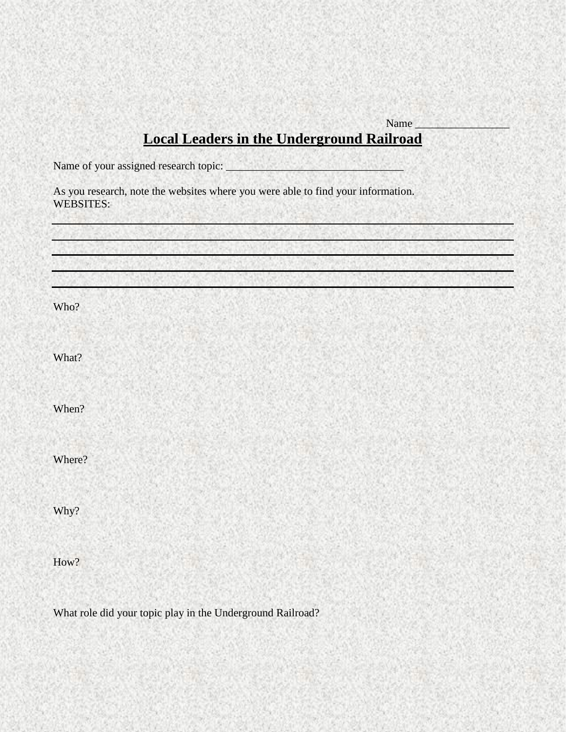Name _________________

# Local Leaders in the Underground Railroad

Name of your assigned research topic: _______________________________

As you research, note the websites where you were able to find your information.
WEBSITES:

_______________________________________________________________________________

_______________________________________________________________________________

_______________________________________________________________________________

_______________________________________________________________________________

_______________________________________________________________________________

Who?

What?

When?

Where?

Why?

How?

What role did your topic play in the Underground Railroad?